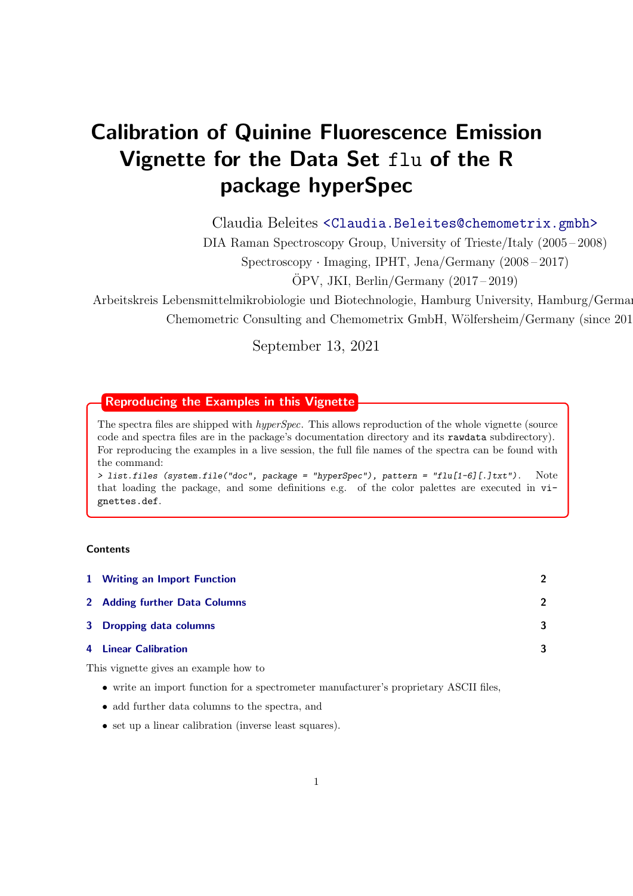# Calibration of Quinine Fluorescence Emission Vignette for the Data Set `flu` of the R package hyperSpec

Claudia Beleites <Claudia.Beleites@chemometrix.gmbh>

DIA Raman Spectroscopy Group, University of Trieste/Italy (2005 – 2008)

Spectroscopy · Imaging, IPHT, Jena/Germany (2008 – 2017)

ÖPV, JKI, Berlin/Germany (2017 – 2019)

Arbeitskreis Lebensmittelmikrobiologie und Biotechnologie, Hamburg University, Hamburg/German

Chemometric Consulting and Chemometrix GmbH, Wölfersheim/Germany (since 201

September 13, 2021

**Reproducing the Examples in this Vignette**

The spectra files are shipped with *hyperSpec*. This allows reproduction of the whole vignette (source code and spectra files are in the package's documentation directory and its `rawdata` subdirectory). For reproducing the examples in a live session, the full file names of the spectra can be found with the command:
`> list.files (system.file("doc", package = "hyperSpec"), pattern = "flu[1-6][.]txt")`. Note that loading the package, and some definitions e.g. of the color palettes are executed in `vignettes.def`.

**Contents**

1 Writing an Import Function — 2

2 Adding further Data Columns — 2

3 Dropping data columns — 3

4 Linear Calibration — 3

This vignette gives an example how to

- write an import function for a spectrometer manufacturer's proprietary ASCII files,
- add further data columns to the spectra, and
- set up a linear calibration (inverse least squares).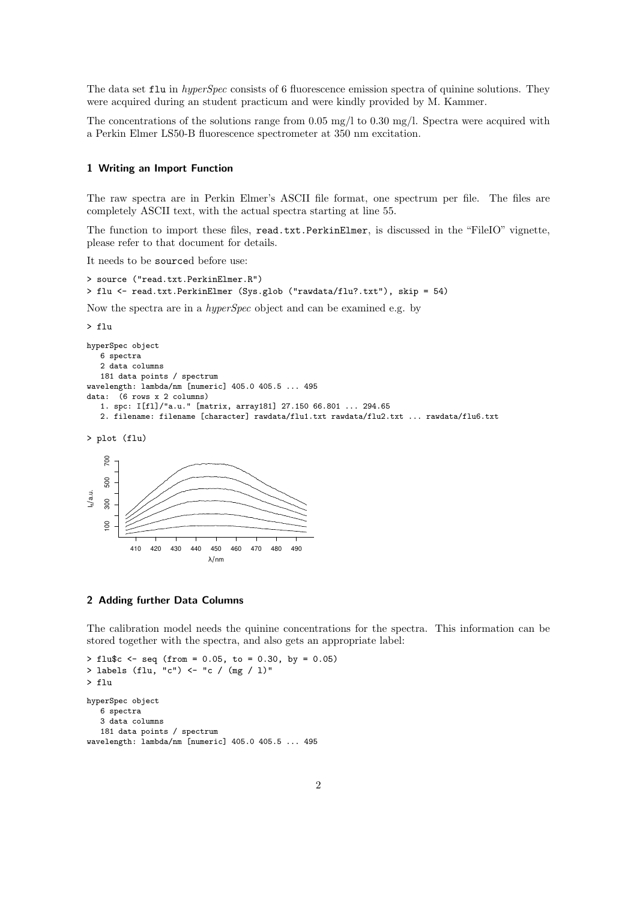The data set flu in *hyperSpec* consists of 6 fluorescence emission spectra of quinine solutions. They were acquired during an student practicum and were kindly provided by M. Kammer.

The concentrations of the solutions range from 0.05 mg/l to 0.30 mg/l. Spectra were acquired with a Perkin Elmer LS50-B fluorescence spectrometer at 350 nm excitation.

## 1 Writing an Import Function

The raw spectra are in Perkin Elmer's ASCII file format, one spectrum per file. The files are completely ASCII text, with the actual spectra starting at line 55.

The function to import these files, read.txt.PerkinElmer, is discussed in the "FileIO" vignette, please refer to that document for details.

It needs to be sourced before use:

```
> source ("read.txt.PerkinElmer.R")
> flu <- read.txt.PerkinElmer (Sys.glob ("rawdata/flu?.txt"), skip = 54)
```

Now the spectra are in a *hyperSpec* object and can be examined e.g. by

```
> flu

hyperSpec object
   6 spectra
   2 data columns
   181 data points / spectrum
wavelength: lambda/nm [numeric] 405.0 405.5 ... 495
data:  (6 rows x 2 columns)
   1. spc: I[fl]/"a.u." [matrix, array181] 27.150 66.801 ... 294.65
   2. filename: filename [character] rawdata/flu1.txt rawdata/flu2.txt ... rawdata/flu6.txt
```

```
> plot (flu)
```

## 2 Adding further Data Columns

The calibration model needs the quinine concentrations for the spectra. This information can be stored together with the spectra, and also gets an appropriate label:

```
> flu$c <- seq (from = 0.05, to = 0.30, by = 0.05)
> labels (flu, "c") <- "c / (mg / l)"
> flu

hyperSpec object
   6 spectra
   3 data columns
   181 data points / spectrum
wavelength: lambda/nm [numeric] 405.0 405.5 ... 495
```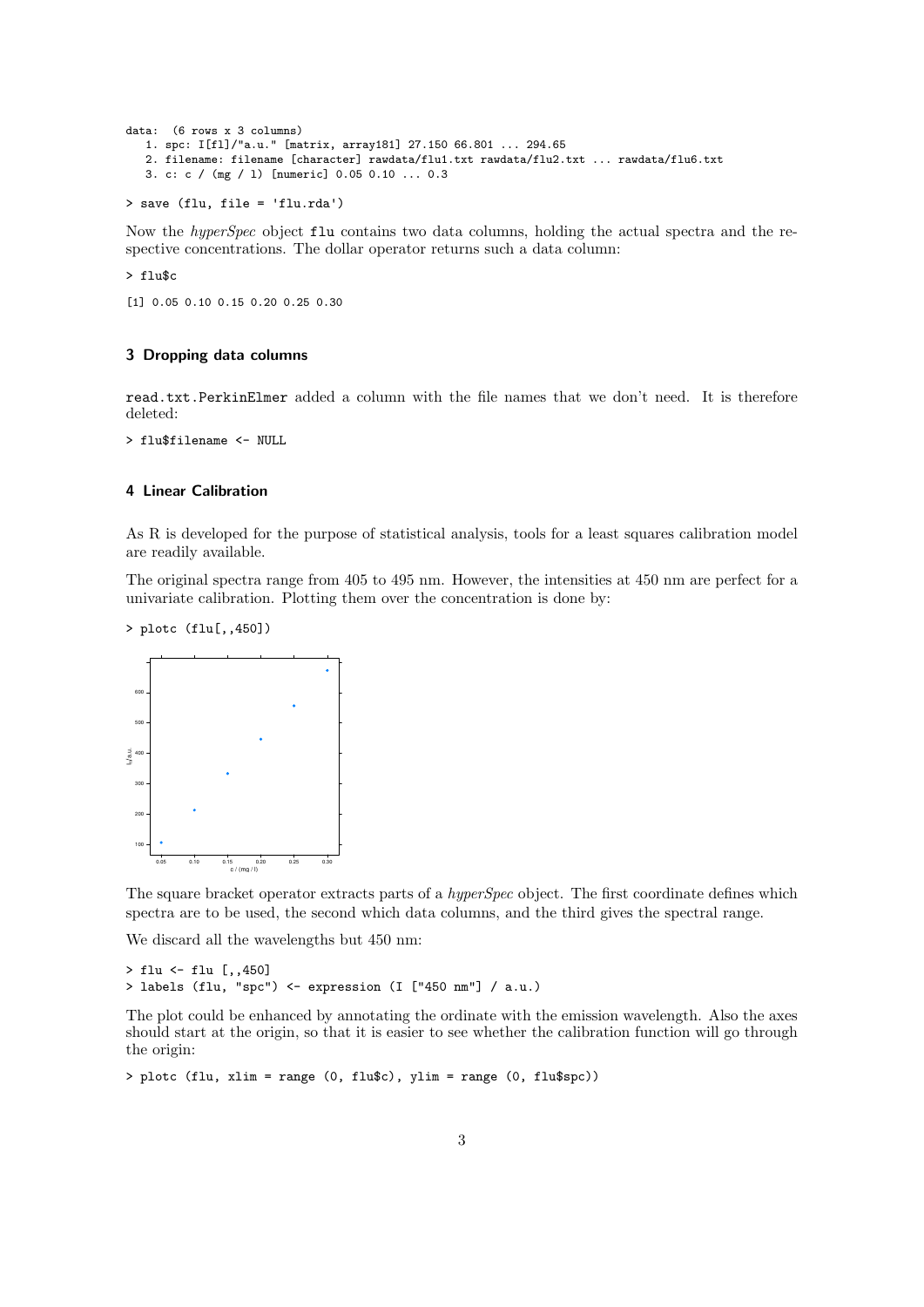```
data:  (6 rows x 3 columns)
   1. spc: I[fl]/"a.u." [matrix, array181] 27.150 66.801 ... 294.65
   2. filename: filename [character] rawdata/flu1.txt rawdata/flu2.txt ... rawdata/flu6.txt
   3. c: c / (mg / l) [numeric] 0.05 0.10 ... 0.3
```

```
> save (flu, file = 'flu.rda')
```

Now the *hyperSpec* object `flu` contains two data columns, holding the actual spectra and the respective concentrations. The dollar operator returns such a data column:

```
> flu$c
```

```
[1] 0.05 0.10 0.15 0.20 0.25 0.30
```

## 3 Dropping data columns

`read.txt.PerkinElmer` added a column with the file names that we don't need. It is therefore deleted:

```
> flu$filename <- NULL
```

## 4 Linear Calibration

As R is developed for the purpose of statistical analysis, tools for a least squares calibration model are readily available.

The original spectra range from 405 to 495 nm. However, the intensities at 450 nm are perfect for a univariate calibration. Plotting them over the concentration is done by:

```
> plotc (flu[,,450])
```

The square bracket operator extracts parts of a *hyperSpec* object. The first coordinate defines which spectra are to be used, the second which data columns, and the third gives the spectral range.

We discard all the wavelengths but 450 nm:

```
> flu <- flu [,,450]
> labels (flu, "spc") <- expression (I ["450 nm"] / a.u.)
```

The plot could be enhanced by annotating the ordinate with the emission wavelength. Also the axes should start at the origin, so that it is easier to see whether the calibration function will go through the origin:

```
> plotc (flu, xlim = range (0, flu$c), ylim = range (0, flu$spc))
```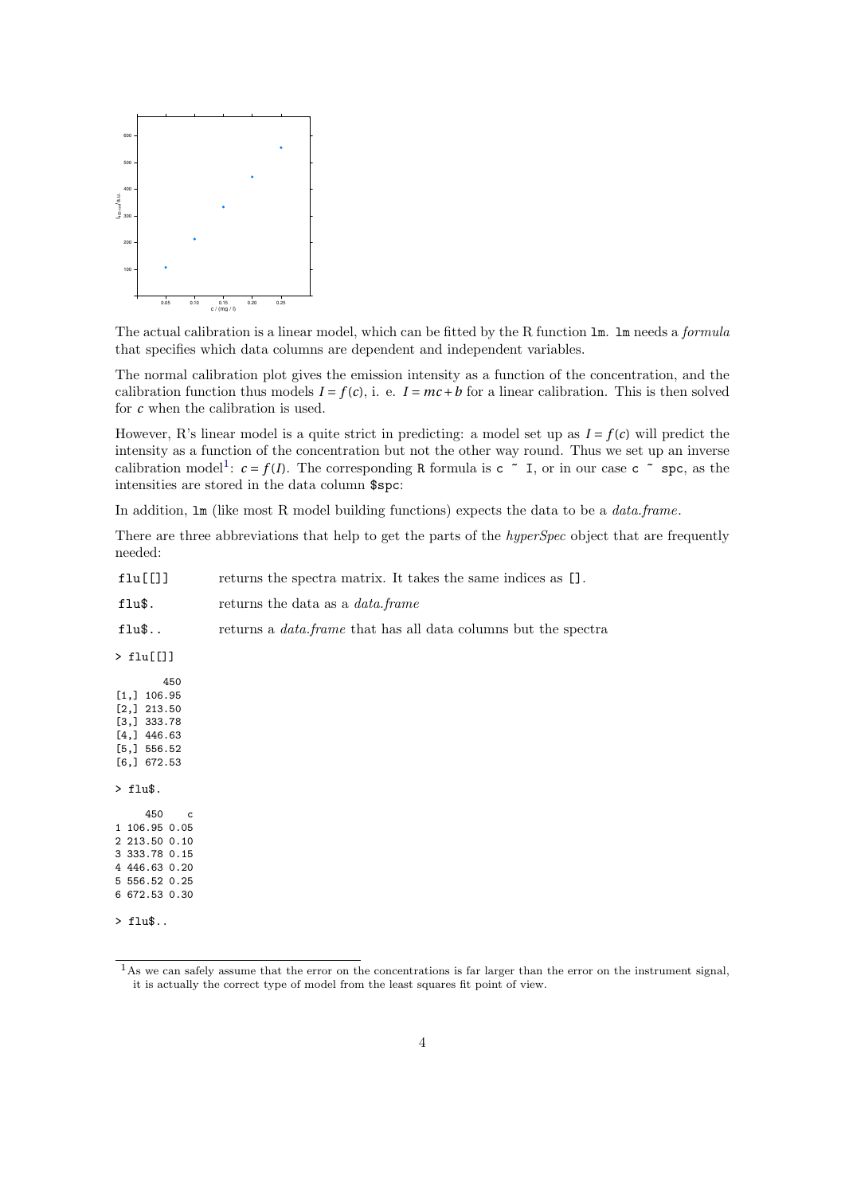The actual calibration is a linear model, which can be fitted by the R function `lm`. `lm` needs a *formula* that specifies which data columns are dependent and independent variables.

The normal calibration plot gives the emission intensity as a function of the concentration, and the calibration function thus models $I = f(c)$, i. e. $I = mc + b$ for a linear calibration. This is then solved for $c$ when the calibration is used.

However, R's linear model is a quite strict in predicting: a model set up as $I = f(c)$ will predict the intensity as a function of the concentration but not the other way round. Thus we set up an inverse calibration model[1]: $c = f(I)$. The corresponding R formula is `c ~ I`, or in our case `c ~ spc`, as the intensities are stored in the data column `$spc`:

In addition, `lm` (like most R model building functions) expects the data to be a *data.frame*.

There are three abbreviations that help to get the parts of the *hyperSpec* object that are frequently needed:

- `flu[[]]` returns the spectra matrix. It takes the same indices as `[]`.
- `flu$.` returns the data as a *data.frame*
- `flu$..` returns a *data.frame* that has all data columns but the spectra

```
> flu[[]]

        450
[1,] 106.95
[2,] 213.50
[3,] 333.78
[4,] 446.63
[5,] 556.52
[6,] 672.53
```

```
> flu$.

     450    c
1 106.95 0.05
2 213.50 0.10
3 333.78 0.15
4 446.63 0.20
5 556.52 0.25
6 672.53 0.30
```

```
> flu$..
```

[1] As we can safely assume that the error on the concentrations is far larger than the error on the instrument signal, it is actually the correct type of model from the least squares fit point of view.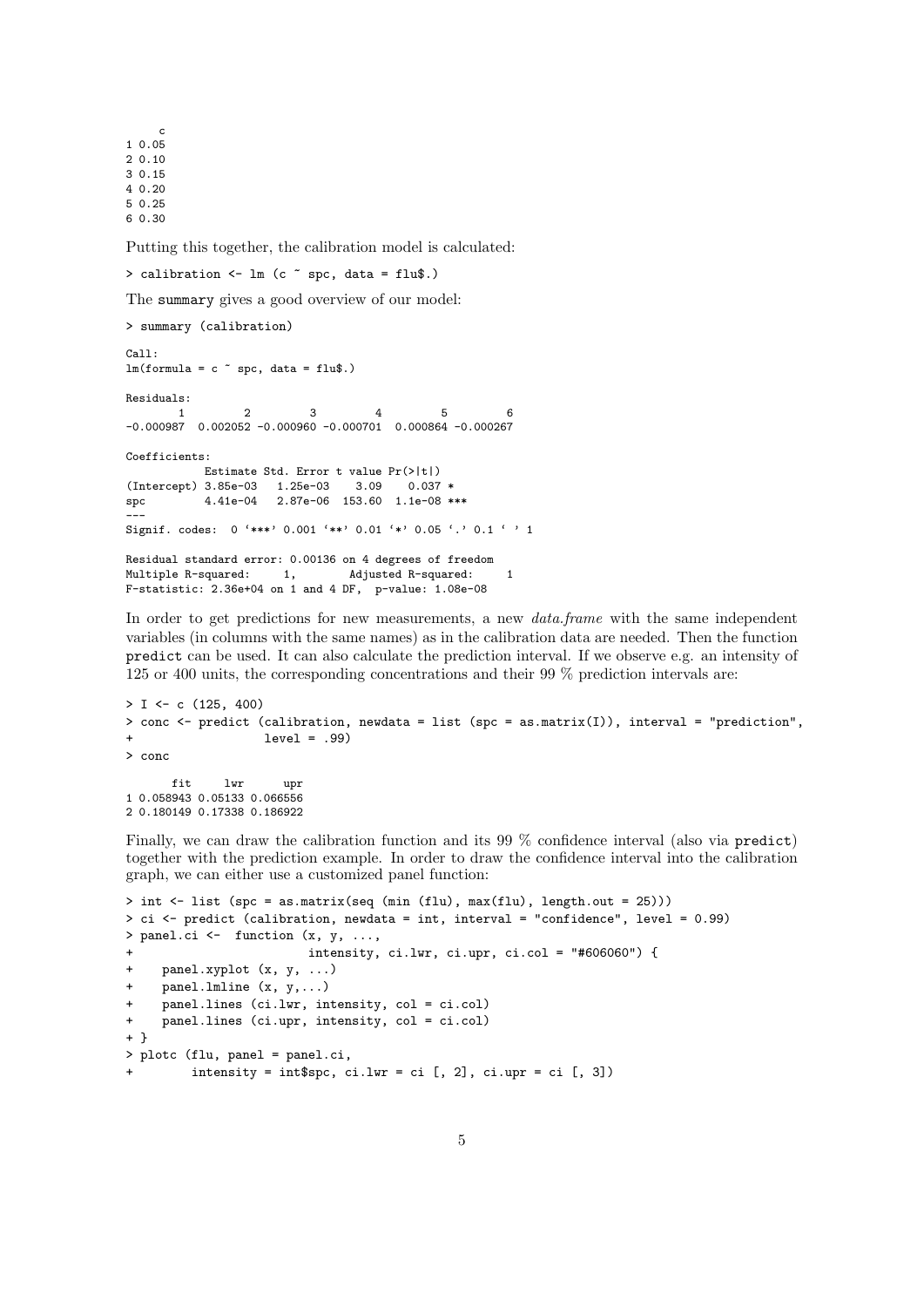```
     c
1 0.05
2 0.10
3 0.15
4 0.20
5 0.25
6 0.30
```

Putting this together, the calibration model is calculated:

```
> calibration <- lm (c ~ spc, data = flu$.)
```

The summary gives a good overview of our model:

```
> summary (calibration)

Call:
lm(formula = c ~ spc, data = flu$.)

Residuals:
        1         2         3         4         5         6 
-0.000987  0.002052 -0.000960 -0.000701  0.000864 -0.000267 

Coefficients:
            Estimate Std. Error t value Pr(>|t|)    
(Intercept) 3.85e-03   1.25e-03    3.09    0.037 *  
spc         4.41e-04   2.87e-06  153.60  1.1e-08 ***
---
Signif. codes:  0 '***' 0.001 '**' 0.01 '*' 0.05 '.' 0.1 ' ' 1 

Residual standard error: 0.00136 on 4 degrees of freedom
Multiple R-squared:     1,	Adjusted R-squared:     1 
F-statistic: 2.36e+04 on 1 and 4 DF,  p-value: 1.08e-08
```

In order to get predictions for new measurements, a new *data.frame* with the same independent variables (in columns with the same names) as in the calibration data are needed. Then the function predict can be used. It can also calculate the prediction interval. If we observe e.g. an intensity of 125 or 400 units, the corresponding concentrations and their 99 % prediction intervals are:

```
> I <- c (125, 400)
> conc <- predict (calibration, newdata = list (spc = as.matrix(I)), interval = "prediction",
+                  level = .99)
> conc

       fit     lwr      upr
1 0.058943 0.05133 0.066556
2 0.180149 0.17338 0.186922
```

Finally, we can draw the calibration function and its 99 % confidence interval (also via predict) together with the prediction example. In order to draw the confidence interval into the calibration graph, we can either use a customized panel function:

```
> int <- list (spc = as.matrix(seq (min (flu), max(flu), length.out = 25)))
> ci <- predict (calibration, newdata = int, interval = "confidence", level = 0.99)
> panel.ci <-  function (x, y, ...,
+                        intensity, ci.lwr, ci.upr, ci.col = "#606060") {
+    panel.xyplot (x, y, ...)
+    panel.lmline (x, y,...)
+    panel.lines (ci.lwr, intensity, col = ci.col)
+    panel.lines (ci.upr, intensity, col = ci.col)
+ }
> plotc (flu, panel = panel.ci,
+        intensity = int$spc, ci.lwr = ci [, 2], ci.upr = ci [, 3])
```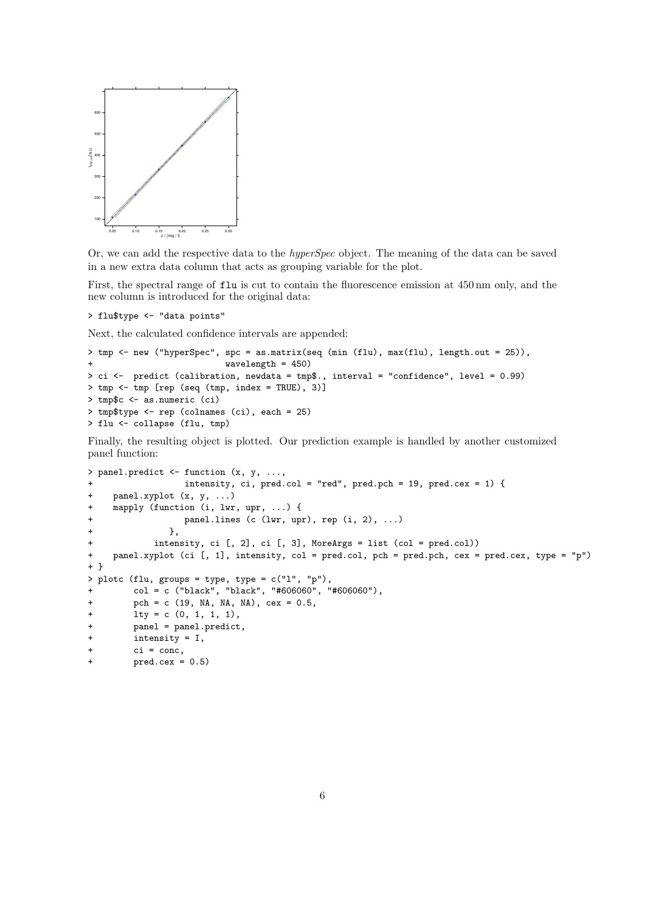Or, we can add the respective data to the *hyperSpec* object. The meaning of the data can be saved in a new extra data column that acts as grouping variable for the plot.

First, the spectral range of `flu` is cut to contain the fluorescence emission at 450 nm only, and the new column is introduced for the original data:

```
> flu$type <- "data points"
```

Next, the calculated confidence intervals are appended:

```
> tmp <- new ("hyperSpec", spc = as.matrix(seq (min (flu), max(flu), length.out = 25)),
+                         wavelength = 450)
> ci <-  predict (calibration, newdata = tmp$., interval = "confidence", level = 0.99)
> tmp <- tmp [rep (seq (tmp, index = TRUE), 3)]
> tmp$c <- as.numeric (ci)
> tmp$type <- rep (colnames (ci), each = 25)
> flu <- collapse (flu, tmp)
```

Finally, the resulting object is plotted. Our prediction example is handled by another customized panel function:

```
> panel.predict <- function (x, y, ...,
+                  intensity, ci, pred.col = "red", pred.pch = 19, pred.cex = 1) {
+    panel.xyplot (x, y, ...)
+    mapply (function (i, lwr, upr, ...) {
+                  panel.lines (c (lwr, upr), rep (i, 2), ...)
+              },
+            intensity, ci [, 2], ci [, 3], MoreArgs = list (col = pred.col))
+    panel.xyplot (ci [, 1], intensity, col = pred.col, pch = pred.pch, cex = pred.cex, type = "p")
+ }
> plotc (flu, groups = type, type = c("l", "p"),
+        col = c ("black", "black", "#606060", "#606060"),
+        pch = c (19, NA, NA, NA), cex = 0.5,
+        lty = c (0, 1, 1, 1),
+        panel = panel.predict,
+        intensity = I,
+        ci = conc,
+        pred.cex = 0.5)
```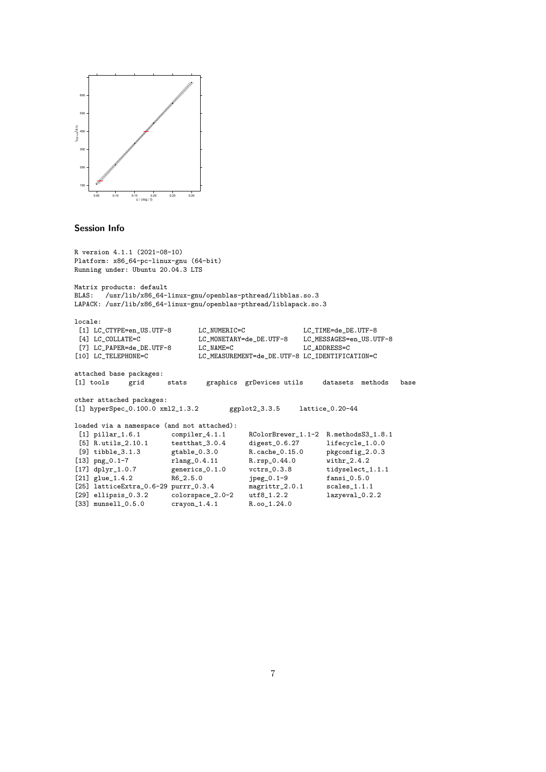100
200
300
400
500
600

$I_{450\,nm}$ / a.u.

0.05 0.10 0.15 0.20 0.25 0.30

c / (mg / l)

## Session Info

```
R version 4.1.1 (2021-08-10)
Platform: x86_64-pc-linux-gnu (64-bit)
Running under: Ubuntu 20.04.3 LTS

Matrix products: default
BLAS:   /usr/lib/x86_64-linux-gnu/openblas-pthread/libblas.so.3
LAPACK: /usr/lib/x86_64-linux-gnu/openblas-pthread/liblapack.so.3

locale:
 [1] LC_CTYPE=en_US.UTF-8       LC_NUMERIC=C               LC_TIME=de_DE.UTF-8
 [4] LC_COLLATE=C               LC_MONETARY=de_DE.UTF-8    LC_MESSAGES=en_US.UTF-8
 [7] LC_PAPER=de_DE.UTF-8       LC_NAME=C                  LC_ADDRESS=C
[10] LC_TELEPHONE=C             LC_MEASUREMENT=de_DE.UTF-8 LC_IDENTIFICATION=C

attached base packages:
[1] tools     grid      stats     graphics  grDevices utils     datasets  methods   base

other attached packages:
[1] hyperSpec_0.100.0 xml2_1.3.2        ggplot2_3.3.5     lattice_0.20-44

loaded via a namespace (and not attached):
 [1] pillar_1.6.1        compiler_4.1.1      RColorBrewer_1.1-2  R.methodsS3_1.8.1
 [5] R.utils_2.10.1      testthat_3.0.4      digest_0.6.27       lifecycle_1.0.0
 [9] tibble_3.1.3        gtable_0.3.0        R.cache_0.15.0      pkgconfig_2.0.3
[13] png_0.1-7           rlang_0.4.11        R.rsp_0.44.0        withr_2.4.2
[17] dplyr_1.0.7         generics_0.1.0      vctrs_0.3.8         tidyselect_1.1.1
[21] glue_1.4.2          R6_2.5.0            jpeg_0.1-9          fansi_0.5.0
[25] latticeExtra_0.6-29 purrr_0.3.4         magrittr_2.0.1      scales_1.1.1
[29] ellipsis_0.3.2      colorspace_2.0-2    utf8_1.2.2          lazyeval_0.2.2
[33] munsell_0.5.0       crayon_1.4.1        R.oo_1.24.0
```